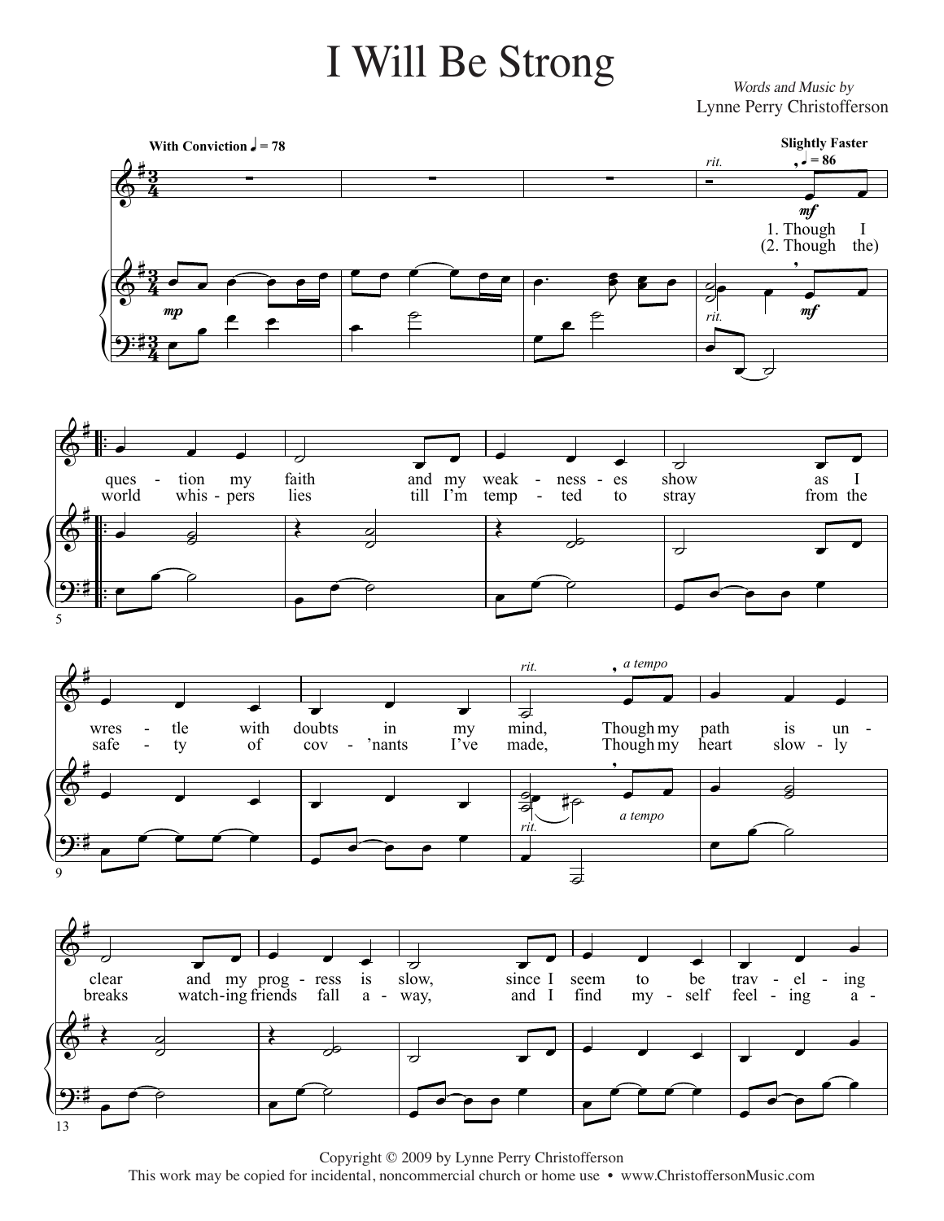# I Will Be Strong

*Words and Music by*
Lynne Perry Christofferson

Copyright © 2009 by Lynne Perry Christofferson
This work may be copied for incidental, noncommercial church or home use • www.ChristoffersonMusic.com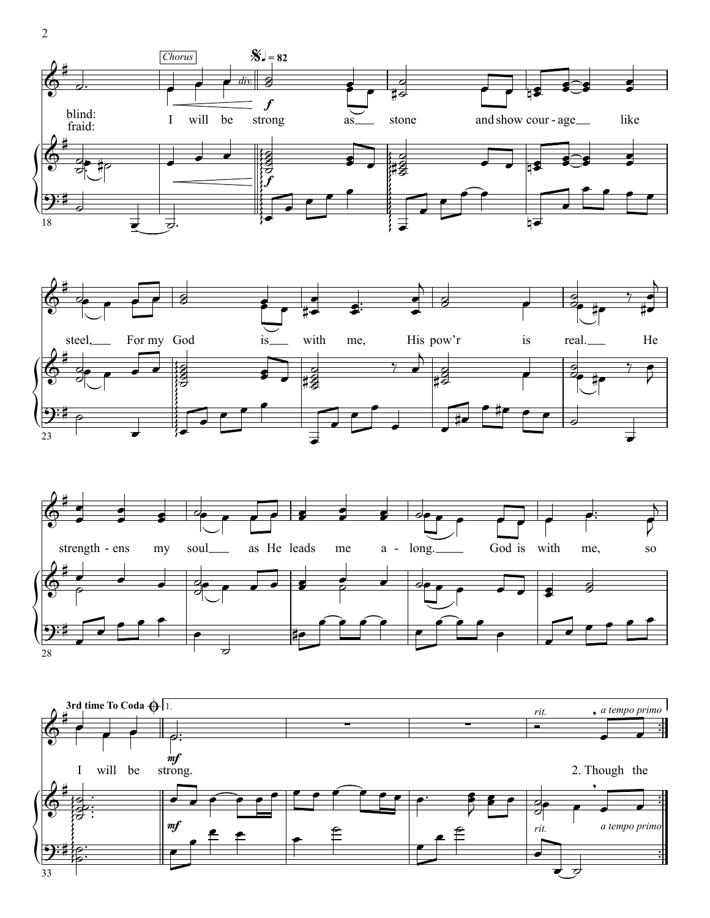Chorus

♩ = 82

blind:
fraid:

I will be strong as stone and show cour - age like steel, For my God is with me, His pow'r is real. He strength - ens my soul as He leads me a - long. God is with me, so I will be strong.

3rd time To Coda

1.

*rit.* *a tempo primo*

2. Though the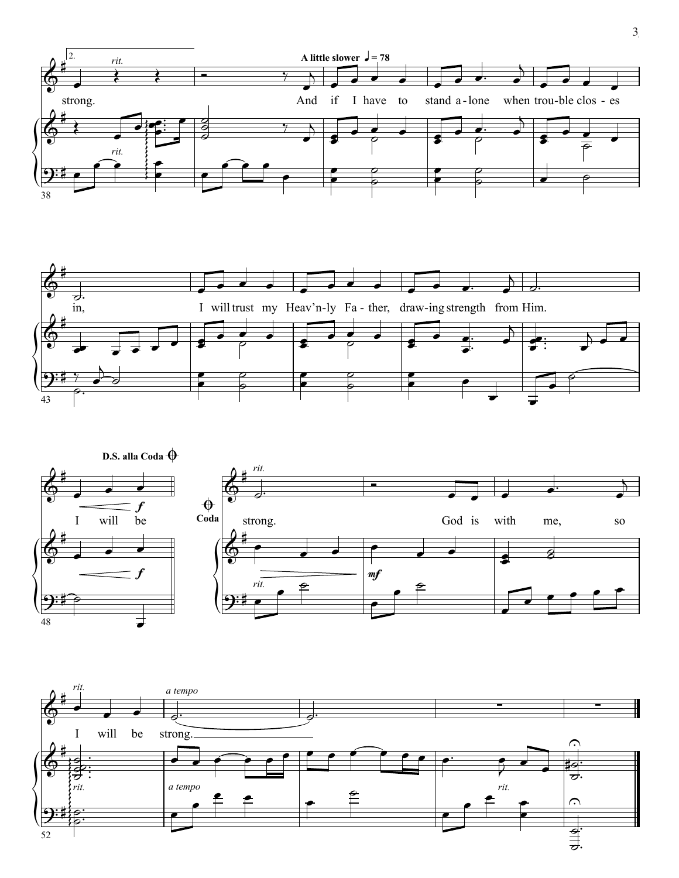2.

*rit.*

A little slower ♩ = 78

strong. And if I have to stand a-lone when trou-ble clos-es in, I will trust my Heav'n-ly Fa-ther, draw-ing strength from Him.

D.S. alla Coda

*f*

I will be

Coda

*rit.*

*mf*

strong. God is with me, so

*rit.*

*a tempo*

I will be strong.